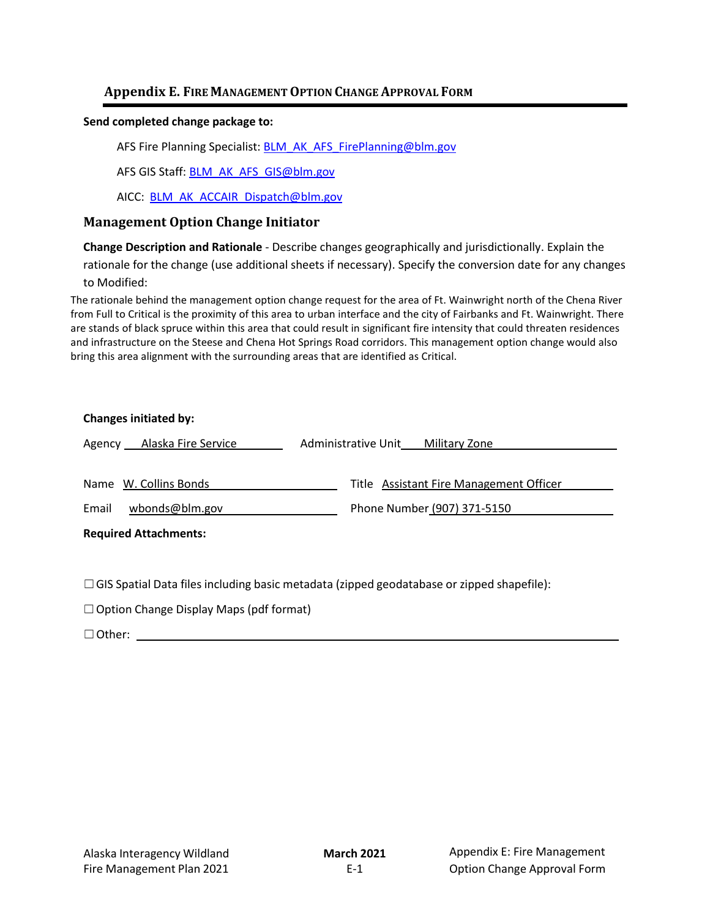## Appendix E. Fire Management Option Change Approval Form

**Send completed change package to:**

AFS Fire Planning Specialist: BLM_AK_AFS_FirePlanning@blm.gov

AFS GIS Staff: BLM_AK_AFS_GIS@blm.gov

AICC: BLM_AK_ACCAIR_Dispatch@blm.gov

### Management Option Change Initiator

**Change Description and Rationale** - Describe changes geographically and jurisdictionally. Explain the rationale for the change (use additional sheets if necessary). Specify the conversion date for any changes to Modified:

The rationale behind the management option change request for the area of Ft. Wainwright north of the Chena River from Full to Critical is the proximity of this area to urban interface and the city of Fairbanks and Ft. Wainwright. There are stands of black spruce within this area that could result in significant fire intensity that could threaten residences and infrastructure on the Steese and Chena Hot Springs Road corridors. This management option change would also bring this area alignment with the surrounding areas that are identified as Critical.

**Changes initiated by:**

Agency Alaska Fire Service Administrative Unit Military Zone

Name W. Collins Bonds Title Assistant Fire Management Officer

Email wbonds@blm.gov Phone Number (907) 371-5150

**Required Attachments:**

☐ GIS Spatial Data files including basic metadata (zipped geodatabase or zipped shapefile):

☐ Option Change Display Maps (pdf format)

☐ Other: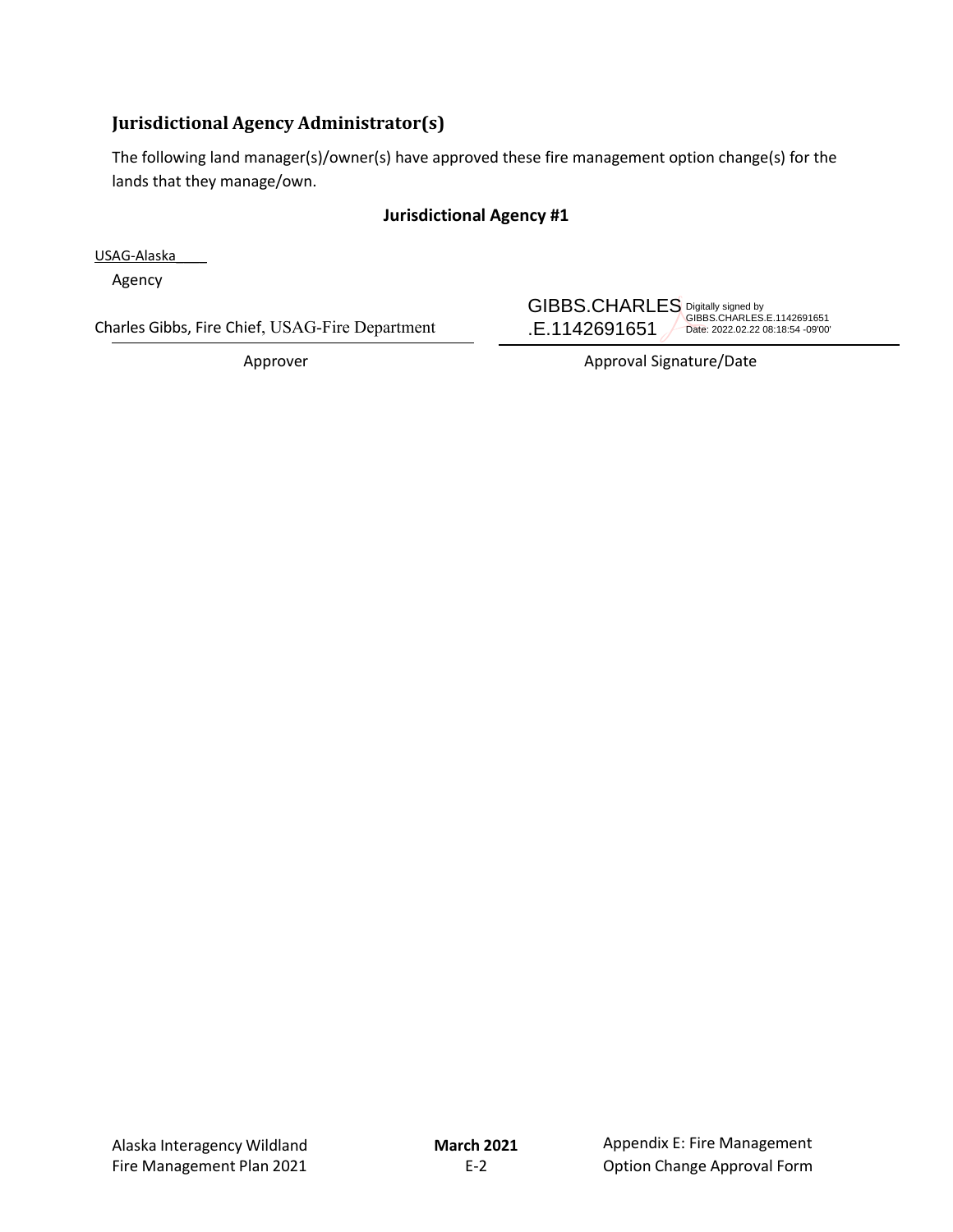## Jurisdictional Agency Administrator(s)

The following land manager(s)/owner(s) have approved these fire management option change(s) for the lands that they manage/own.

**Jurisdictional Agency #1**

USAG-Alaska____

Agency

| Charles Gibbs, Fire Chief, USAG-Fire Department | GIBBS.CHARLES.E.1142691651 Digitally signed by GIBBS.CHARLES.E.1142691651 Date: 2022.02.22 08:18:54 -09'00' |
|---|---|
| Approver | Approval Signature/Date |

Alaska Interagency Wildland Fire Management Plan 2021

**March 2021**

Appendix E: Fire Management Option Change Approval Form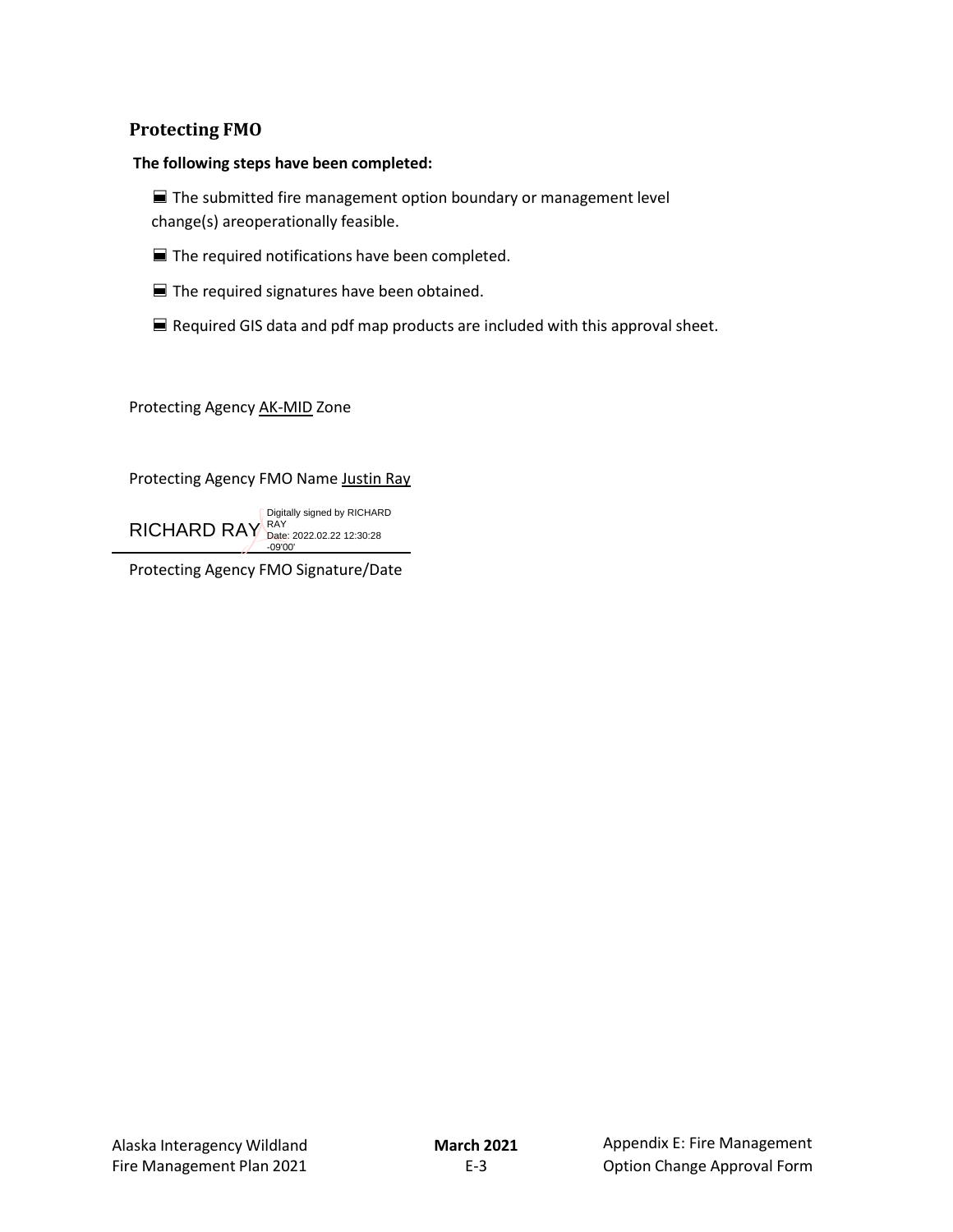## Protecting FMO

**The following steps have been completed:**

- ■ The submitted fire management option boundary or management level change(s) areoperationally feasible.
- ■ The required notifications have been completed.
- ■ The required signatures have been obtained.
- ■ Required GIS data and pdf map products are included with this approval sheet.

Protecting Agency AK-MID Zone

Protecting Agency FMO Name Justin Ray

RICHARD RAY Digitally signed by RICHARD RAY Date: 2022.02.22 12:30:28 -09'00'

Protecting Agency FMO Signature/Date